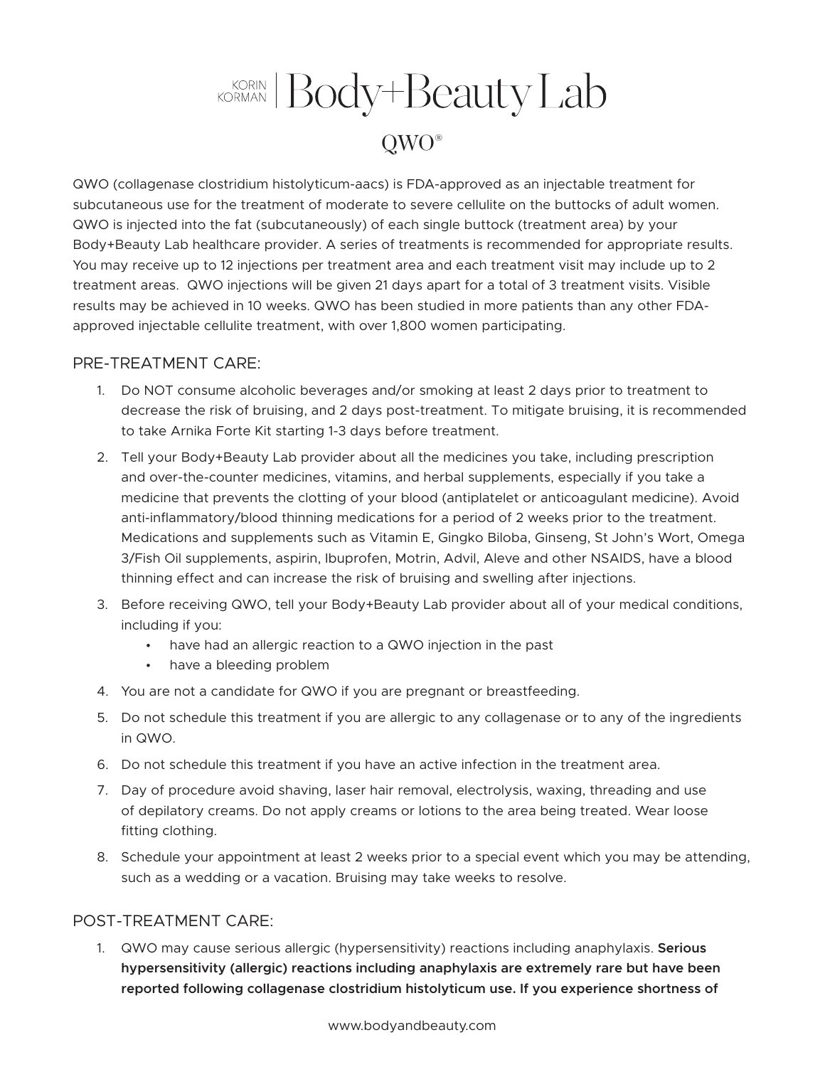# KORIN KORMAN | Body+Beauty Lab

## QWO®

QWO (collagenase clostridium histolyticum-aacs) is FDA-approved as an injectable treatment for subcutaneous use for the treatment of moderate to severe cellulite on the buttocks of adult women. QWO is injected into the fat (subcutaneously) of each single buttock (treatment area) by your Body+Beauty Lab healthcare provider. A series of treatments is recommended for appropriate results. You may receive up to 12 injections per treatment area and each treatment visit may include up to 2 treatment areas. QWO injections will be given 21 days apart for a total of 3 treatment visits. Visible results may be achieved in 10 weeks. QWO has been studied in more patients than any other FDA-approved injectable cellulite treatment, with over 1,800 women participating.

### PRE-TREATMENT CARE:

1. Do NOT consume alcoholic beverages and/or smoking at least 2 days prior to treatment to decrease the risk of bruising, and 2 days post-treatment. To mitigate bruising, it is recommended to take Arnika Forte Kit starting 1-3 days before treatment.
2. Tell your Body+Beauty Lab provider about all the medicines you take, including prescription and over-the-counter medicines, vitamins, and herbal supplements, especially if you take a medicine that prevents the clotting of your blood (antiplatelet or anticoagulant medicine). Avoid anti-inflammatory/blood thinning medications for a period of 2 weeks prior to the treatment. Medications and supplements such as Vitamin E, Gingko Biloba, Ginseng, St John's Wort, Omega 3/Fish Oil supplements, aspirin, Ibuprofen, Motrin, Advil, Aleve and other NSAIDS, have a blood thinning effect and can increase the risk of bruising and swelling after injections.
3. Before receiving QWO, tell your Body+Beauty Lab provider about all of your medical conditions, including if you:
   - have had an allergic reaction to a QWO injection in the past
   - have a bleeding problem
4. You are not a candidate for QWO if you are pregnant or breastfeeding.
5. Do not schedule this treatment if you are allergic to any collagenase or to any of the ingredients in QWO.
6. Do not schedule this treatment if you have an active infection in the treatment area.
7. Day of procedure avoid shaving, laser hair removal, electrolysis, waxing, threading and use of depilatory creams. Do not apply creams or lotions to the area being treated. Wear loose fitting clothing.
8. Schedule your appointment at least 2 weeks prior to a special event which you may be attending, such as a wedding or a vacation. Bruising may take weeks to resolve.

### POST-TREATMENT CARE:

1. QWO may cause serious allergic (hypersensitivity) reactions including anaphylaxis. **Serious hypersensitivity (allergic) reactions including anaphylaxis are extremely rare but have been reported following collagenase clostridium histolyticum use. If you experience shortness of**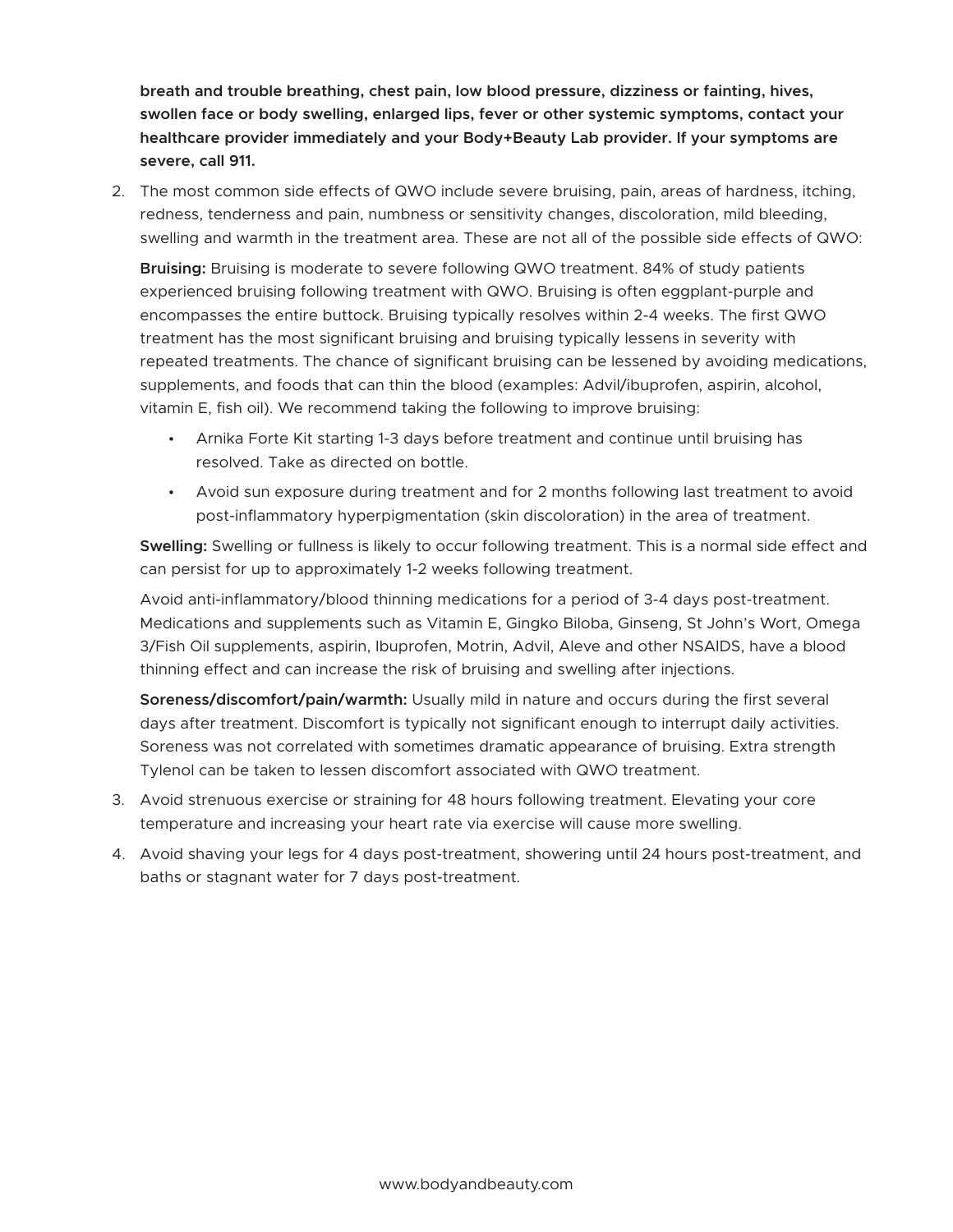**breath and trouble breathing, chest pain, low blood pressure, dizziness or fainting, hives, swollen face or body swelling, enlarged lips, fever or other systemic symptoms, contact your healthcare provider immediately and your Body+Beauty Lab provider. If your symptoms are severe, call 911.**

2. The most common side effects of QWO include severe bruising, pain, areas of hardness, itching, redness, tenderness and pain, numbness or sensitivity changes, discoloration, mild bleeding, swelling and warmth in the treatment area. These are not all of the possible side effects of QWO:

   **Bruising:** Bruising is moderate to severe following QWO treatment. 84% of study patients experienced bruising following treatment with QWO. Bruising is often eggplant-purple and encompasses the entire buttock. Bruising typically resolves within 2-4 weeks. The first QWO treatment has the most significant bruising and bruising typically lessens in severity with repeated treatments. The chance of significant bruising can be lessened by avoiding medications, supplements, and foods that can thin the blood (examples: Advil/ibuprofen, aspirin, alcohol, vitamin E, fish oil). We recommend taking the following to improve bruising:

   - Arnika Forte Kit starting 1-3 days before treatment and continue until bruising has resolved. Take as directed on bottle.
   - Avoid sun exposure during treatment and for 2 months following last treatment to avoid post-inflammatory hyperpigmentation (skin discoloration) in the area of treatment.

   **Swelling:** Swelling or fullness is likely to occur following treatment. This is a normal side effect and can persist for up to approximately 1-2 weeks following treatment.

   Avoid anti-inflammatory/blood thinning medications for a period of 3-4 days post-treatment. Medications and supplements such as Vitamin E, Gingko Biloba, Ginseng, St John's Wort, Omega 3/Fish Oil supplements, aspirin, Ibuprofen, Motrin, Advil, Aleve and other NSAIDS, have a blood thinning effect and can increase the risk of bruising and swelling after injections.

   **Soreness/discomfort/pain/warmth:** Usually mild in nature and occurs during the first several days after treatment. Discomfort is typically not significant enough to interrupt daily activities. Soreness was not correlated with sometimes dramatic appearance of bruising. Extra strength Tylenol can be taken to lessen discomfort associated with QWO treatment.

3. Avoid strenuous exercise or straining for 48 hours following treatment. Elevating your core temperature and increasing your heart rate via exercise will cause more swelling.
4. Avoid shaving your legs for 4 days post-treatment, showering until 24 hours post-treatment, and baths or stagnant water for 7 days post-treatment.